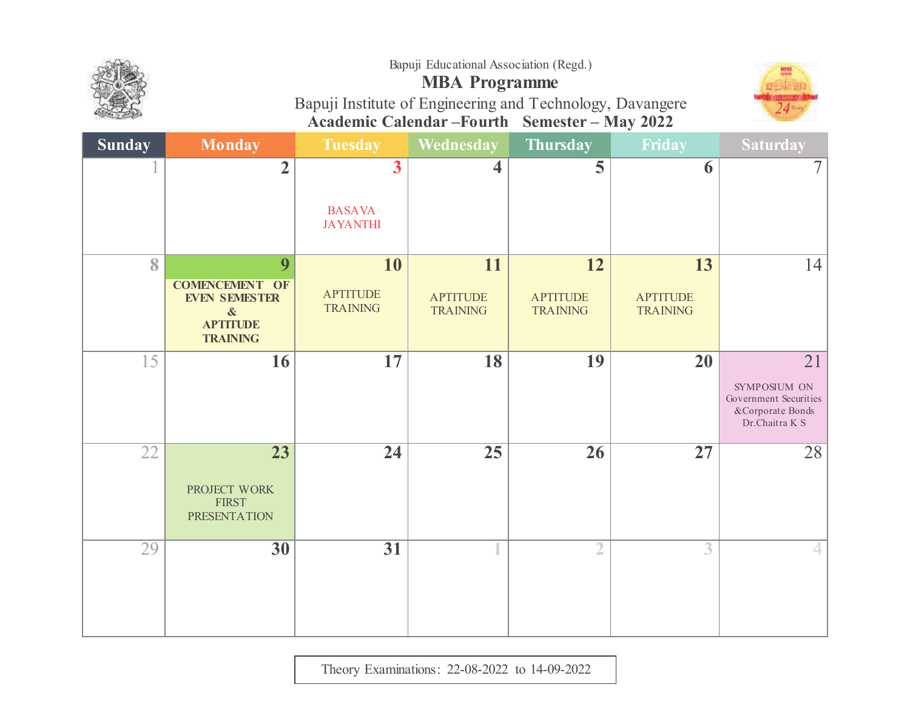Bapuji Educational Association (Regd.)

# MBA Programme

## Bapuji Institute of Engineering and Technology, Davangere

### Academic Calendar –Fourth Semester – May 2022

| Sunday | Monday | Tuesday | Wednesday | Thursday | Friday | Saturday |
|---|---|---|---|---|---|---|
| 1 | 2 | 3 BASAVA JAYANTHI | 4 | 5 | 6 | 7 |
| 8 | 9 **COMENCEMENT OF EVEN SEMESTER & APTITUDE TRAINING** | 10 APTITUDE TRAINING | 11 APTITUDE TRAINING | 12 APTITUDE TRAINING | 13 APTITUDE TRAINING | 14 |
| 15 | 16 | 17 | 18 | 19 | 20 | 21 SYMPOSIUM ON Government Securities &Corporate Bonds Dr.Chaitra K S |
| 22 | 23 PROJECT WORK FIRST PRESENTATION | 24 | 25 | 26 | 27 | 28 |
| 29 | 30 | 31 | 1 | 2 | 3 | 4 |

Theory Examinations: 22-08-2022 to 14-09-2022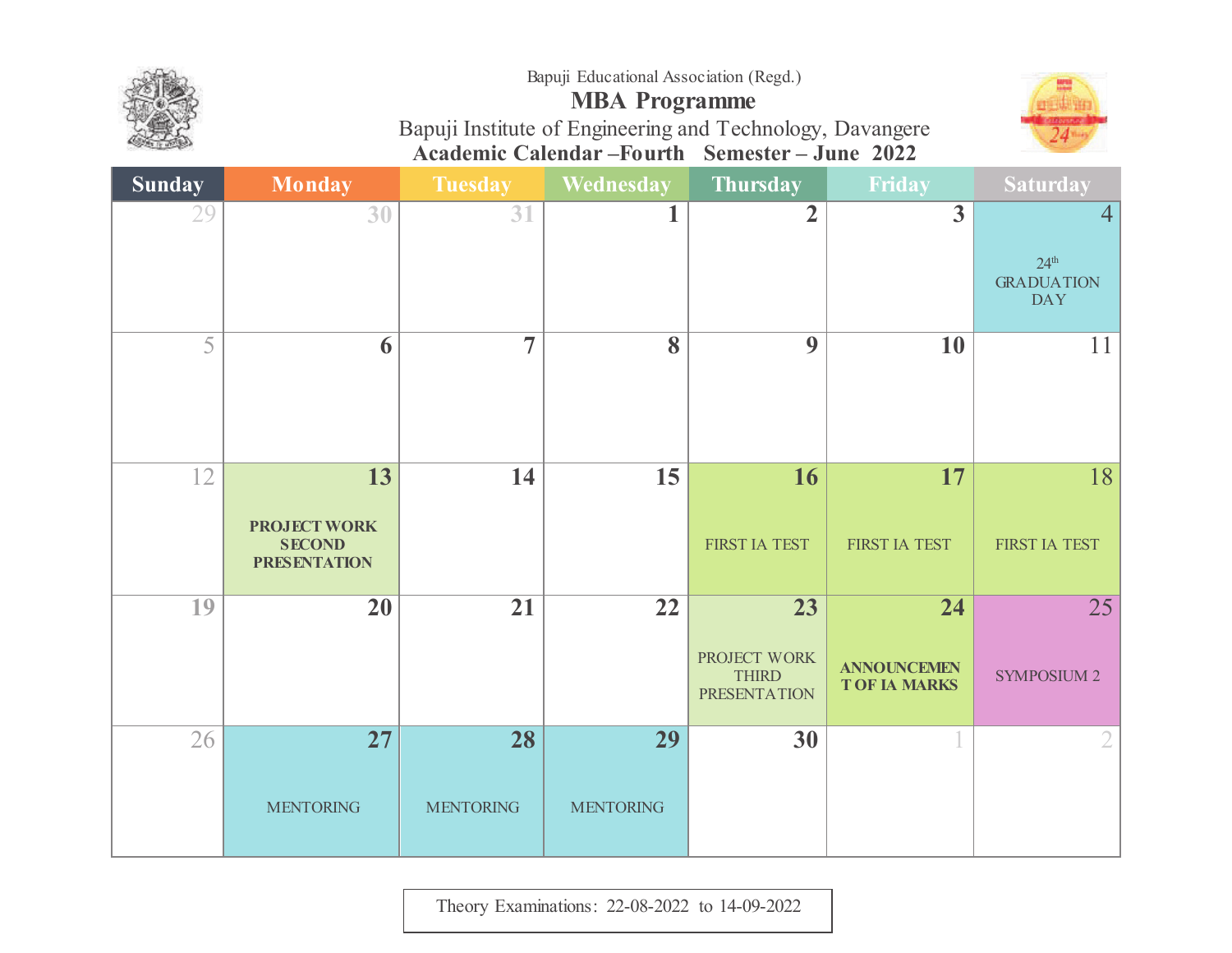Bapuji Educational Association (Regd.)

**MBA Programme**

Bapuji Institute of Engineering and Technology, Davangere

**Academic Calendar –Fourth Semester – June 2022**

| Sunday | Monday | Tuesday | Wednesday | Thursday | Friday | Saturday |
|---|---|---|---|---|---|---|
| 29 | 30 | 31 | 1 | 2 | 3 | 4<br>24th GRADUATION DAY |
| 5 | 6 | 7 | 8 | 9 | 10 | 11 |
| 12 | 13<br>**PROJECT WORK SECOND PRESENTATION** | 14 | 15 | 16<br>FIRST IA TEST | 17<br>FIRST IA TEST | 18<br>FIRST IA TEST |
| 19 | 20 | 21 | 22 | 23<br>PROJECT WORK THIRD PRESENTATION | 24<br>**ANNOUNCEMENT OF IA MARKS** | 25<br>SYMPOSIUM 2 |
| 26 | 27<br>MENTORING | 28<br>MENTORING | 29<br>MENTORING | 30 | 1 | 2 |

Theory Examinations: 22-08-2022 to 14-09-2022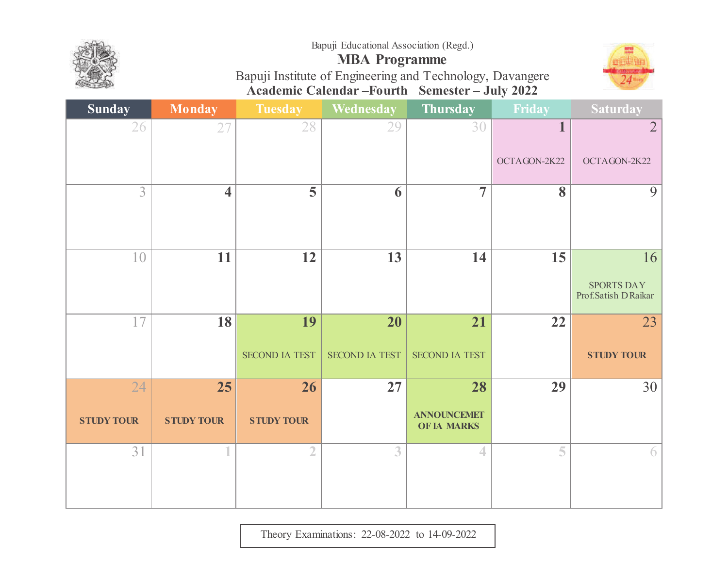Bapuji Educational Association (Regd.)

# MBA Programme

## Bapuji Institute of Engineering and Technology, Davangere

### Academic Calendar –Fourth Semester – July 2022

| Sunday | Monday | Tuesday | Wednesday | Thursday | Friday | Saturday |
|---|---|---|---|---|---|---|
| 26 | 27 | 28 | 29 | 30 | 1 OCTAGON-2K22 | 2 OCTAGON-2K22 |
| 3 | 4 | 5 | 6 | 7 | 8 | 9 |
| 10 | 11 | 12 | 13 | 14 | 15 | 16 SPORTS DAY Prof.Satish D Raikar |
| 17 | 18 | 19 SECOND IA TEST | 20 SECOND IA TEST | 21 SECOND IA TEST | 22 | 23 **STUDY TOUR** |
| 24 **STUDY TOUR** | 25 **STUDY TOUR** | 26 **STUDY TOUR** | 27 | 28 **ANNOUNCEMET OF IA MARKS** | 29 | 30 |
| 31 | 1 | 2 | 3 | 4 | 5 | 6 |

Theory Examinations: 22-08-2022 to 14-09-2022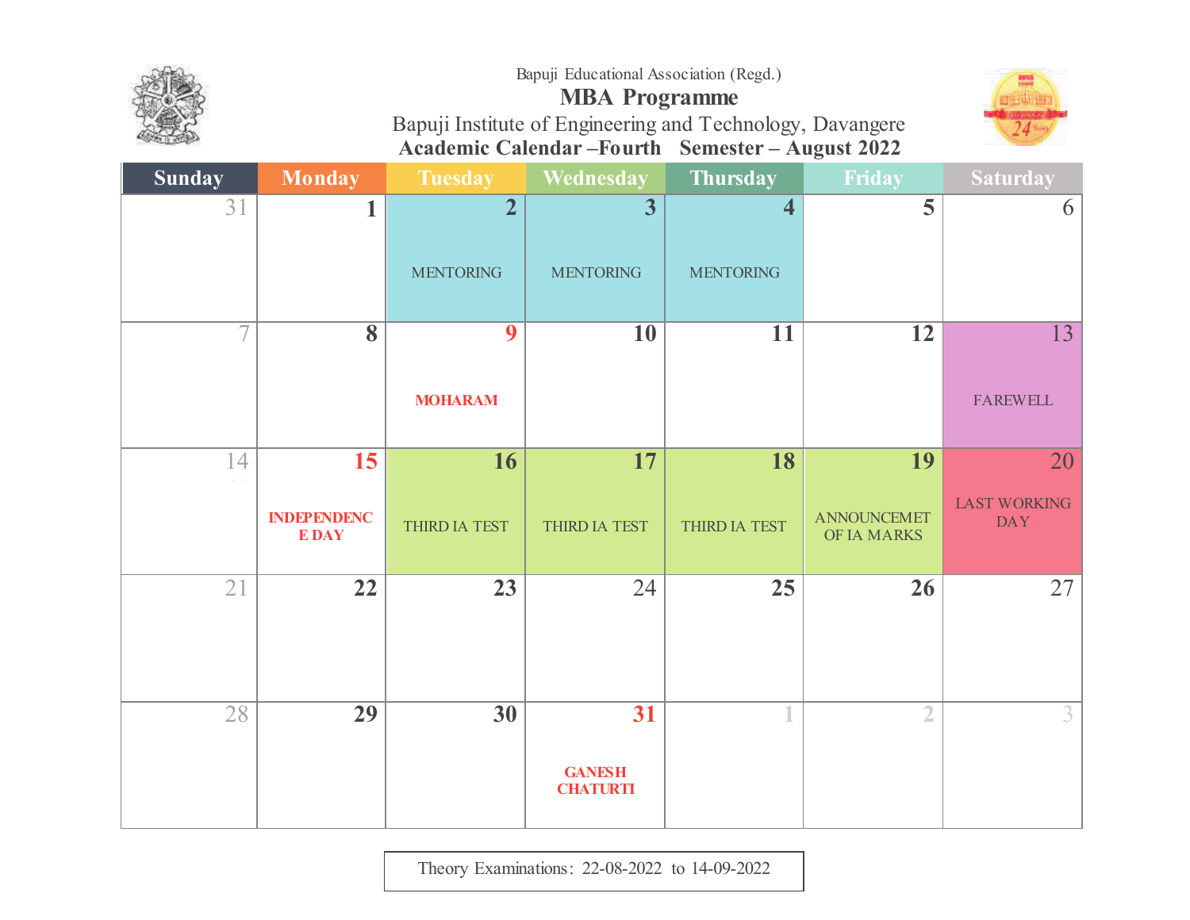Bapuji Educational Association (Regd.)

# MBA Programme

Bapuji Institute of Engineering and Technology, Davangere

**Academic Calendar –Fourth Semester – August 2022**

| Sunday | Monday | Tuesday | Wednesday | Thursday | Friday | Saturday |
|---|---|---|---|---|---|---|
| 31 | 1 | 2 MENTORING | 3 MENTORING | 4 MENTORING | 5 | 6 |
| 7 | 8 | 9 **MOHARAM** | 10 | 11 | 12 | 13 FAREWELL |
| 14 | 15 **INDEPENDENCE DAY** | 16 THIRD IA TEST | 17 THIRD IA TEST | 18 THIRD IA TEST | 19 ANNOUNCEMET OF IA MARKS | 20 LAST WORKING DAY |
| 21 | 22 | 23 | 24 | 25 | 26 | 27 |
| 28 | 29 | 30 | 31 **GANESH CHATURTI** | 1 | 2 | 3 |

Theory Examinations: 22-08-2022 to 14-09-2022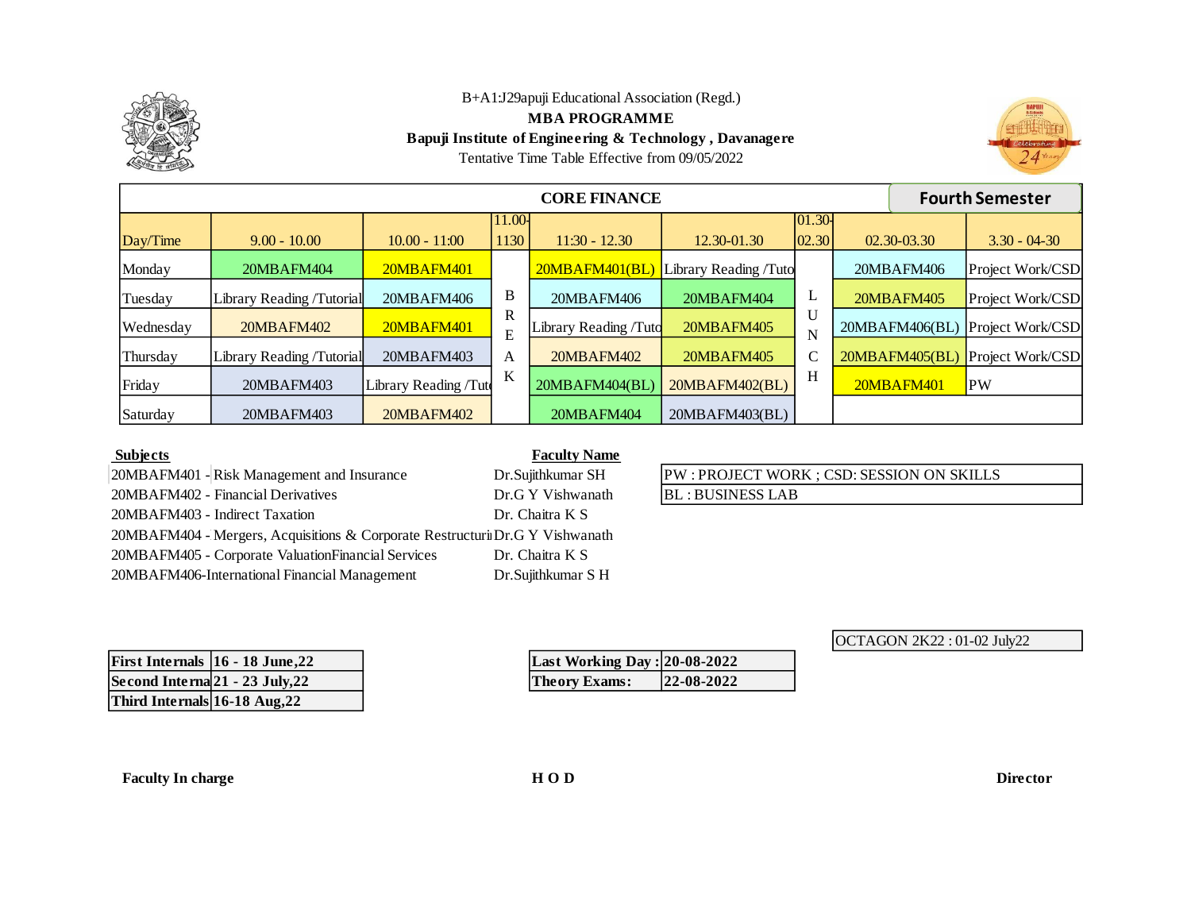B+A1:J29apuji Educational Association (Regd.)

**MBA PROGRAMME**

**Bapuji Institute of Engineering & Technology , Davanagere**

Tentative Time Table Effective from 09/05/2022

| CORE FINANCE | | | | | | | | | Fourth Semester |
|---|---|---|---|---|---|---|---|---|---|
| Day/Time | 9.00 - 10.00 | 10.00 - 11:00 | 11.00-1130 | 11:30 - 12.30 | 12.30-01.30 | 01.30-02.30 | 02.30-03.30 | 3.30 - 04-30 |
| Monday | 20MBAFM404 | 20MBAFM401 | B | 20MBAFM401(BL) | Library Reading /Tuto | | 20MBAFM406 | Project Work/CSD |
| Tuesday | Library Reading /Tutorial | 20MBAFM406 | R | 20MBAFM406 | 20MBAFM404 | L | 20MBAFM405 | Project Work/CSD |
| Wednesday | 20MBAFM402 | 20MBAFM401 | E | Library Reading /Tuto | 20MBAFM405 | U N | 20MBAFM406(BL) | Project Work/CSD |
| Thursday | Library Reading /Tutorial | 20MBAFM403 | A | 20MBAFM402 | 20MBAFM405 | C | 20MBAFM405(BL) | Project Work/CSD |
| Friday | 20MBAFM403 | Library Reading /Tut | K | 20MBAFM404(BL) | 20MBAFM402(BL) | H | 20MBAFM401 | PW |
| Saturday | 20MBAFM403 | 20MBAFM402 | | 20MBAFM404 | 20MBAFM403(BL) | | | |

| Subjects | Faculty Name |
|---|---|
| 20MBAFM401 - Risk Management and Insurance | Dr.Sujithkumar SH |
| 20MBAFM402 - Financial Derivatives | Dr.G Y Vishwanath |
| 20MBAFM403 - Indirect Taxation | Dr. Chaitra K S |
| 20MBAFM404 - Mergers, Acquisitions & Corporate Restructuri | Dr.G Y Vishwanath |
| 20MBAFM405 - Corporate ValuationFinancial Services | Dr. Chaitra K S |
| 20MBAFM406-International Financial Management | Dr.Sujithkumar S H |

| PW : PROJECT WORK ; CSD: SESSION ON SKILLS |
|---|
| BL : BUSINESS LAB |

| **First Internals** | **16 - 18 June,22** |
|---|---|
| **Second Interna** | **21 - 23 July,22** |
| **Third Internals** | **16-18 Aug,22** |

| **Last Working Day :** | **20-08-2022** |
|---|---|
| **Theory Exams:** | **22-08-2022** |

OCTAGON 2K22 : 01-02 July22

**Faculty In charge** **H O D** **Director**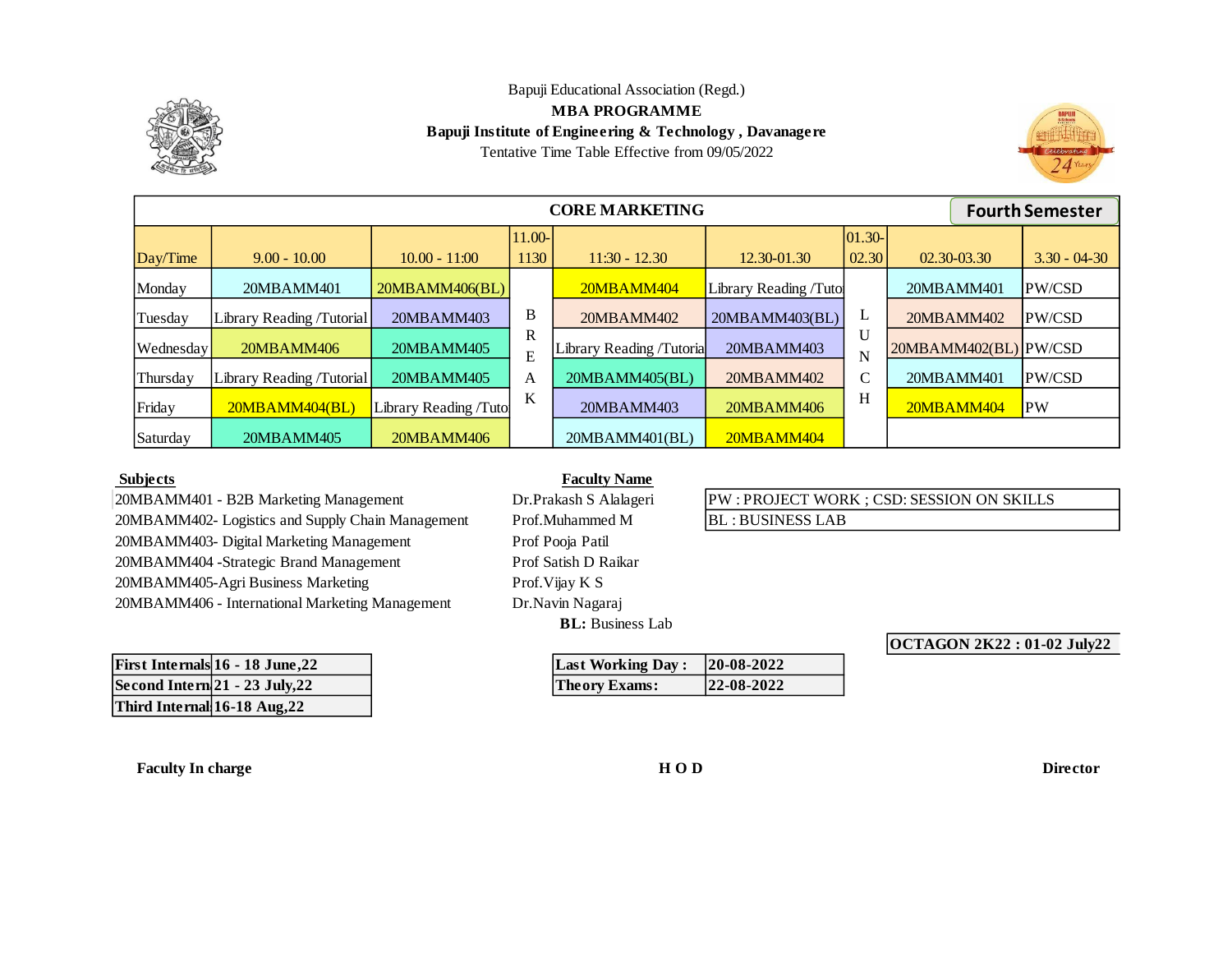Bapuji Educational Association (Regd.)

**MBA PROGRAMME**

**Bapuji Institute of Engineering & Technology , Davanagere**

Tentative Time Table Effective from 09/05/2022

## CORE MARKETING

**Fourth Semester**

| Day/Time | 9.00 - 10.00 | 10.00 - 11:00 | 11.00-1130 | 11:30 - 12.30 | 12.30-01.30 | 01.30-02.30 | 02.30-03.30 | 3.30 - 04-30 |
|---|---|---|---|---|---|---|---|---|
| Monday | 20MBAMM401 | 20MBAMM406(BL) | | 20MBAMM404 | Library Reading /Tuto | | 20MBAMM401 | PW/CSD |
| Tuesday | Library Reading /Tutorial | 20MBAMM403 | B | 20MBAMM402 | 20MBAMM403(BL) | L | 20MBAMM402 | PW/CSD |
| Wednesday | 20MBAMM406 | 20MBAMM405 | R E | Library Reading /Tutoria | 20MBAMM403 | U N | 20MBAMM402(BL) | PW/CSD |
| Thursday | Library Reading /Tutorial | 20MBAMM405 | A | 20MBAMM405(BL) | 20MBAMM402 | C | 20MBAMM401 | PW/CSD |
| Friday | 20MBAMM404(BL) | Library Reading /Tuto | K | 20MBAMM403 | 20MBAMM406 | H | 20MBAMM404 | PW |
| Saturday | 20MBAMM405 | 20MBAMM406 | | 20MBAMM401(BL) | 20MBAMM404 | | | |

| Subjects | Faculty Name |
|---|---|
| 20MBAMM401 - B2B Marketing Management | Dr.Prakash S Alalageri |
| 20MBAMM402- Logistics and Supply Chain Management | Prof.Muhammed M |
| 20MBAMM403- Digital Marketing Management | Prof Pooja Patil |
| 20MBAMM404 -Strategic Brand Management | Prof Satish D Raikar |
| 20MBAMM405-Agri Business Marketing | Prof.Vijay K S |
| 20MBAMM406 - International Marketing Management | Dr.Navin Nagaraj |

**BL:** Business Lab

| PW : PROJECT WORK ; CSD: SESSION ON SKILLS |
|---|
| BL : BUSINESS LAB |

**OCTAGON 2K22 : 01-02 July22**

| | |
|---|---|
| **First Internals** | **16 - 18 June,22** |
| **Second Intern** | **21 - 23 July,22** |
| **Third Internal** | **16-18 Aug,22** |

| | |
|---|---|
| **Last Working Day :** | **20-08-2022** |
| **Theory Exams:** | **22-08-2022** |

**Faculty In charge** **H O D** **Director**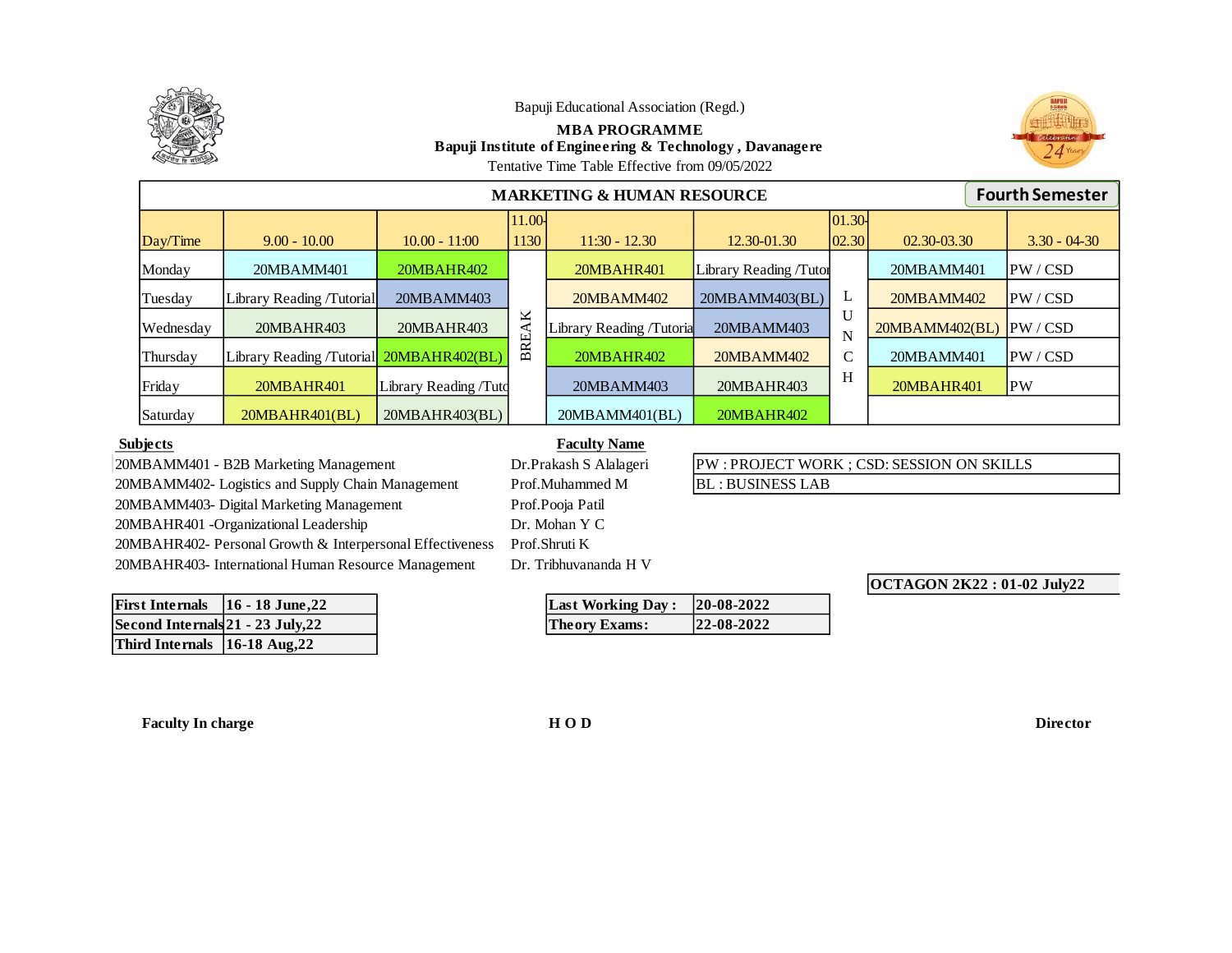Bapuji Educational Association (Regd.)

**MBA PROGRAMME**

**Bapuji Institute of Engineering & Technology , Davanagere**

Tentative Time Table Effective from 09/05/2022

**MARKETING & HUMAN RESOURCE** — **Fourth Semester**

| Day/Time | 9.00 - 10.00 | 10.00 - 11:00 | 11.00-1130 | 11:30 - 12.30 | 12.30-01.30 | 01.30-02.30 | 02.30-03.30 | 3.30 - 04-30 |
|---|---|---|---|---|---|---|---|---|
| Monday | 20MBAMM401 | 20MBAHR402 | BREAK | 20MBAHR401 | Library Reading /Tutor | LUNCH | 20MBAMM401 | PW / CSD |
| Tuesday | Library Reading /Tutorial | 20MBAMM403 | | 20MBAMM402 | 20MBAMM403(BL) | | 20MBAMM402 | PW / CSD |
| Wednesday | 20MBAHR403 | 20MBAHR403 | | Library Reading /Tutoria | 20MBAMM403 | | 20MBAMM402(BL) | PW / CSD |
| Thursday | Library Reading /Tutorial | 20MBAHR402(BL) | | 20MBAHR402 | 20MBAMM402 | | 20MBAMM401 | PW / CSD |
| Friday | 20MBAHR401 | Library Reading /Tuto | | 20MBAMM403 | 20MBAHR403 | | 20MBAHR401 | PW |
| Saturday | 20MBAHR401(BL) | 20MBAHR403(BL) | | 20MBAMM401(BL) | 20MBAHR402 | | | |

| Subjects | Faculty Name |
|---|---|
| 20MBAMM401 - B2B Marketing Management | Dr.Prakash S Alalageri |
| 20MBAMM402- Logistics and Supply Chain Management | Prof.Muhammed M |
| 20MBAMM403- Digital Marketing Management | Prof.Pooja Patil |
| 20MBAHR401 -Organizational Leadership | Dr. Mohan Y C |
| 20MBAHR402- Personal Growth & Interpersonal Effectiveness | Prof.Shruti K |
| 20MBAHR403- International Human Resource Management | Dr. Tribhuvananda H V |

| PW : PROJECT WORK ; CSD: SESSION ON SKILLS |
|---|
| BL : BUSINESS LAB |

**OCTAGON 2K22 : 01-02 July22**

| | |
|---|---|
| **First Internals** | **16 - 18 June,22** |
| **Second Internals** | **21 - 23 July,22** |
| **Third Internals** | **16-18 Aug,22** |

| | |
|---|---|
| **Last Working Day :** | **20-08-2022** |
| **Theory Exams:** | **22-08-2022** |

**Faculty In charge** **H O D** **Director**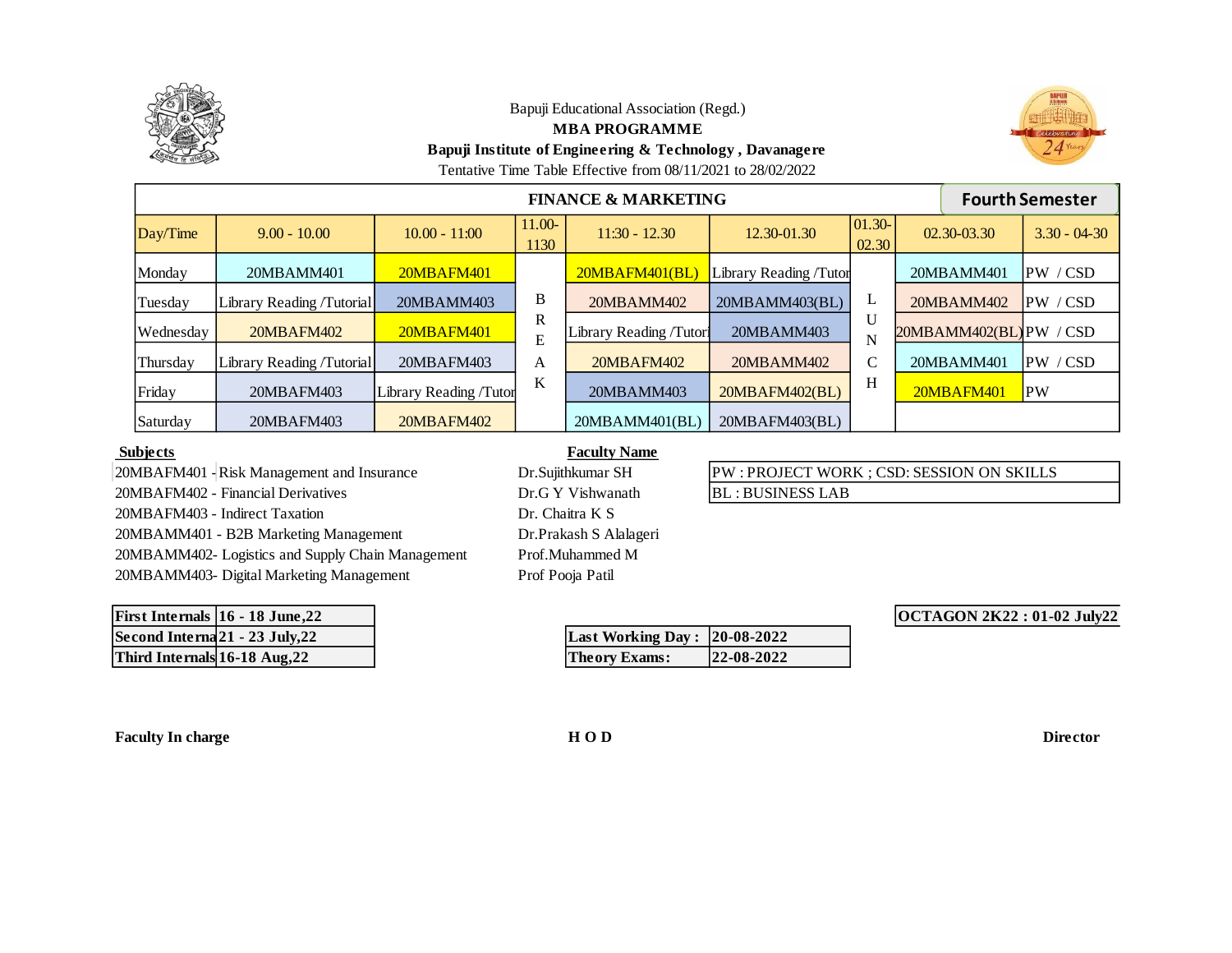Bapuji Educational Association (Regd.)

**MBA PROGRAMME**

**Bapuji Institute of Engineering & Technology , Davanagere**

Tentative Time Table Effective from 08/11/2021 to 28/02/2022

**FINANCE & MARKETING** — **Fourth Semester**

| Day/Time | 9.00 - 10.00 | 10.00 - 11:00 | 11.00-1130 | 11:30 - 12.30 | 12.30-01.30 | 01.30-02.30 | 02.30-03.30 | 3.30 - 04-30 |
|---|---|---|---|---|---|---|---|---|
| Monday | 20MBAMM401 | 20MBAFM401 | BREAK | 20MBAFM401(BL) | Library Reading /Tutor | LUNCH | 20MBAMM401 | PW / CSD |
| Tuesday | Library Reading /Tutorial | 20MBAMM403 | | 20MBAMM402 | 20MBAMM403(BL) | | 20MBAMM402 | PW / CSD |
| Wednesday | 20MBAFM402 | 20MBAFM401 | | Library Reading /Tutori | 20MBAMM403 | | 20MBAMM402(BL) | PW / CSD |
| Thursday | Library Reading /Tutorial | 20MBAFM403 | | 20MBAFM402 | 20MBAMM402 | | 20MBAMM401 | PW / CSD |
| Friday | 20MBAFM403 | Library Reading /Tutor | | 20MBAMM403 | 20MBAFM402(BL) | | 20MBAFM401 | PW |
| Saturday | 20MBAFM403 | 20MBAFM402 | | 20MBAMM401(BL) | 20MBAFM403(BL) | | | |

| Subjects | Faculty Name |
|---|---|
| 20MBAFM401 - Risk Management and Insurance | Dr.Sujithkumar SH |
| 20MBAFM402 - Financial Derivatives | Dr.G Y Vishwanath |
| 20MBAFM403 - Indirect Taxation | Dr. Chaitra K S |
| 20MBAMM401 - B2B Marketing Management | Dr.Prakash S Alalageri |
| 20MBAMM402- Logistics and Supply Chain Management | Prof.Muhammed M |
| 20MBAMM403- Digital Marketing Management | Prof Pooja Patil |

PW : PROJECT WORK ; CSD: SESSION ON SKILLS

BL : BUSINESS LAB

| | |
|---|---|
| **First Internals** | **16 - 18 June,22** |
| **Second Interna** | **21 - 23 July,22** |
| **Third Internals** | **16-18 Aug,22** |

| | |
|---|---|
| **Last Working Day :** | **20-08-2022** |
| **Theory Exams:** | **22-08-2022** |

**OCTAGON 2K22 : 01-02 July22**

**Faculty In charge** **H O D** **Director**